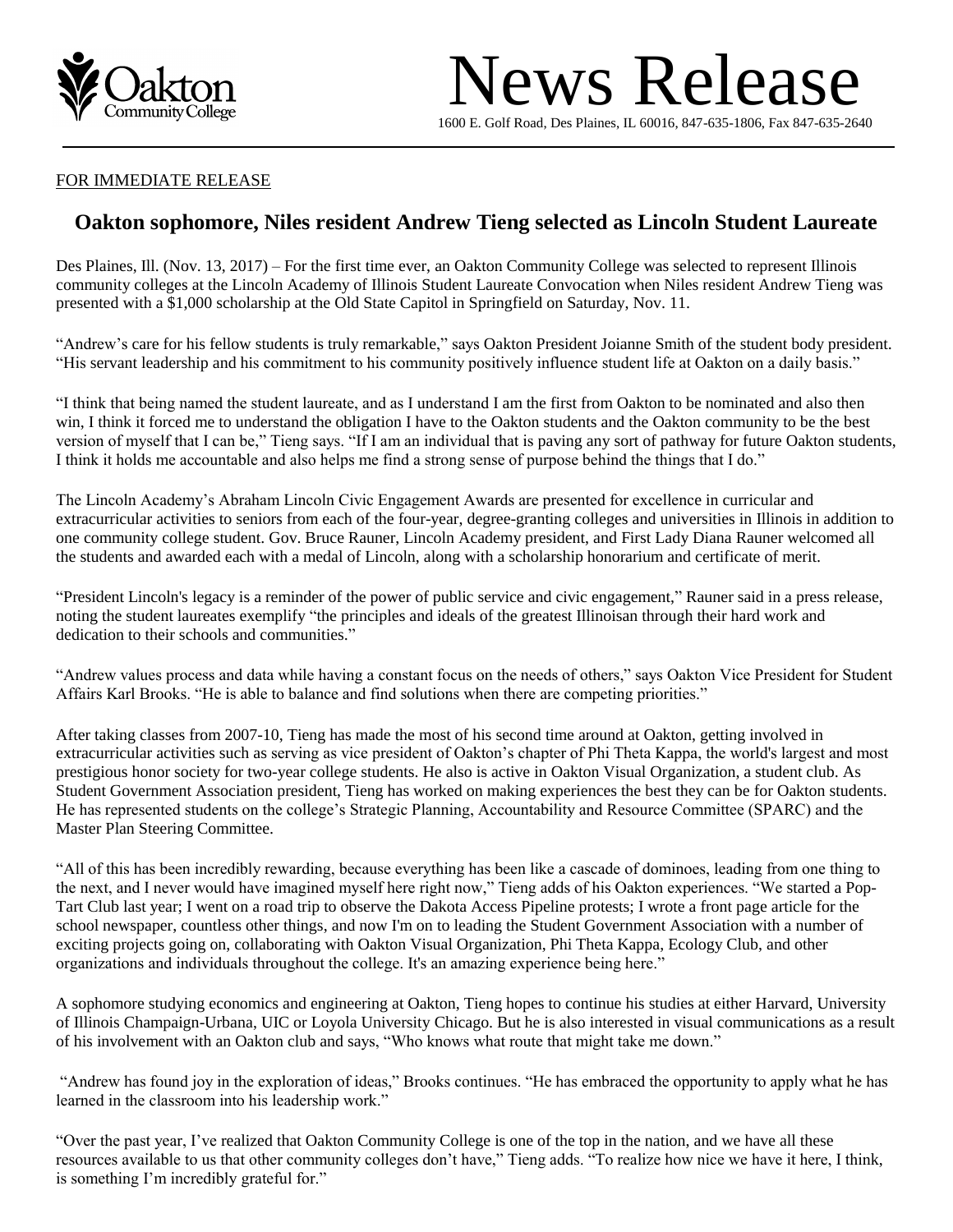Oakton Community College

# News Release

1600 E. Golf Road, Des Plaines, IL 60016, 847-635-1806, Fax 847-635-2640

FOR IMMEDIATE RELEASE

## Oakton sophomore, Niles resident Andrew Tieng selected as Lincoln Student Laureate

Des Plaines, Ill. (Nov. 13, 2017) – For the first time ever, an Oakton Community College was selected to represent Illinois community colleges at the Lincoln Academy of Illinois Student Laureate Convocation when Niles resident Andrew Tieng was presented with a $1,000 scholarship at the Old State Capitol in Springfield on Saturday, Nov. 11.

"Andrew's care for his fellow students is truly remarkable," says Oakton President Joianne Smith of the student body president. "His servant leadership and his commitment to his community positively influence student life at Oakton on a daily basis."

"I think that being named the student laureate, and as I understand I am the first from Oakton to be nominated and also then win, I think it forced me to understand the obligation I have to the Oakton students and the Oakton community to be the best version of myself that I can be," Tieng says. "If I am an individual that is paving any sort of pathway for future Oakton students, I think it holds me accountable and also helps me find a strong sense of purpose behind the things that I do."

The Lincoln Academy's Abraham Lincoln Civic Engagement Awards are presented for excellence in curricular and extracurricular activities to seniors from each of the four-year, degree-granting colleges and universities in Illinois in addition to one community college student. Gov. Bruce Rauner, Lincoln Academy president, and First Lady Diana Rauner welcomed all the students and awarded each with a medal of Lincoln, along with a scholarship honorarium and certificate of merit.

"President Lincoln's legacy is a reminder of the power of public service and civic engagement," Rauner said in a press release, noting the student laureates exemplify "the principles and ideals of the greatest Illinoisan through their hard work and dedication to their schools and communities."

"Andrew values process and data while having a constant focus on the needs of others," says Oakton Vice President for Student Affairs Karl Brooks. "He is able to balance and find solutions when there are competing priorities."

After taking classes from 2007-10, Tieng has made the most of his second time around at Oakton, getting involved in extracurricular activities such as serving as vice president of Oakton's chapter of Phi Theta Kappa, the world's largest and most prestigious honor society for two-year college students. He also is active in Oakton Visual Organization, a student club. As Student Government Association president, Tieng has worked on making experiences the best they can be for Oakton students. He has represented students on the college's Strategic Planning, Accountability and Resource Committee (SPARC) and the Master Plan Steering Committee.

"All of this has been incredibly rewarding, because everything has been like a cascade of dominoes, leading from one thing to the next, and I never would have imagined myself here right now," Tieng adds of his Oakton experiences. "We started a Pop-Tart Club last year; I went on a road trip to observe the Dakota Access Pipeline protests; I wrote a front page article for the school newspaper, countless other things, and now I'm on to leading the Student Government Association with a number of exciting projects going on, collaborating with Oakton Visual Organization, Phi Theta Kappa, Ecology Club, and other organizations and individuals throughout the college. It's an amazing experience being here."

A sophomore studying economics and engineering at Oakton, Tieng hopes to continue his studies at either Harvard, University of Illinois Champaign-Urbana, UIC or Loyola University Chicago. But he is also interested in visual communications as a result of his involvement with an Oakton club and says, "Who knows what route that might take me down."

"Andrew has found joy in the exploration of ideas," Brooks continues. "He has embraced the opportunity to apply what he has learned in the classroom into his leadership work."

"Over the past year, I've realized that Oakton Community College is one of the top in the nation, and we have all these resources available to us that other community colleges don't have," Tieng adds. "To realize how nice we have it here, I think, is something I'm incredibly grateful for."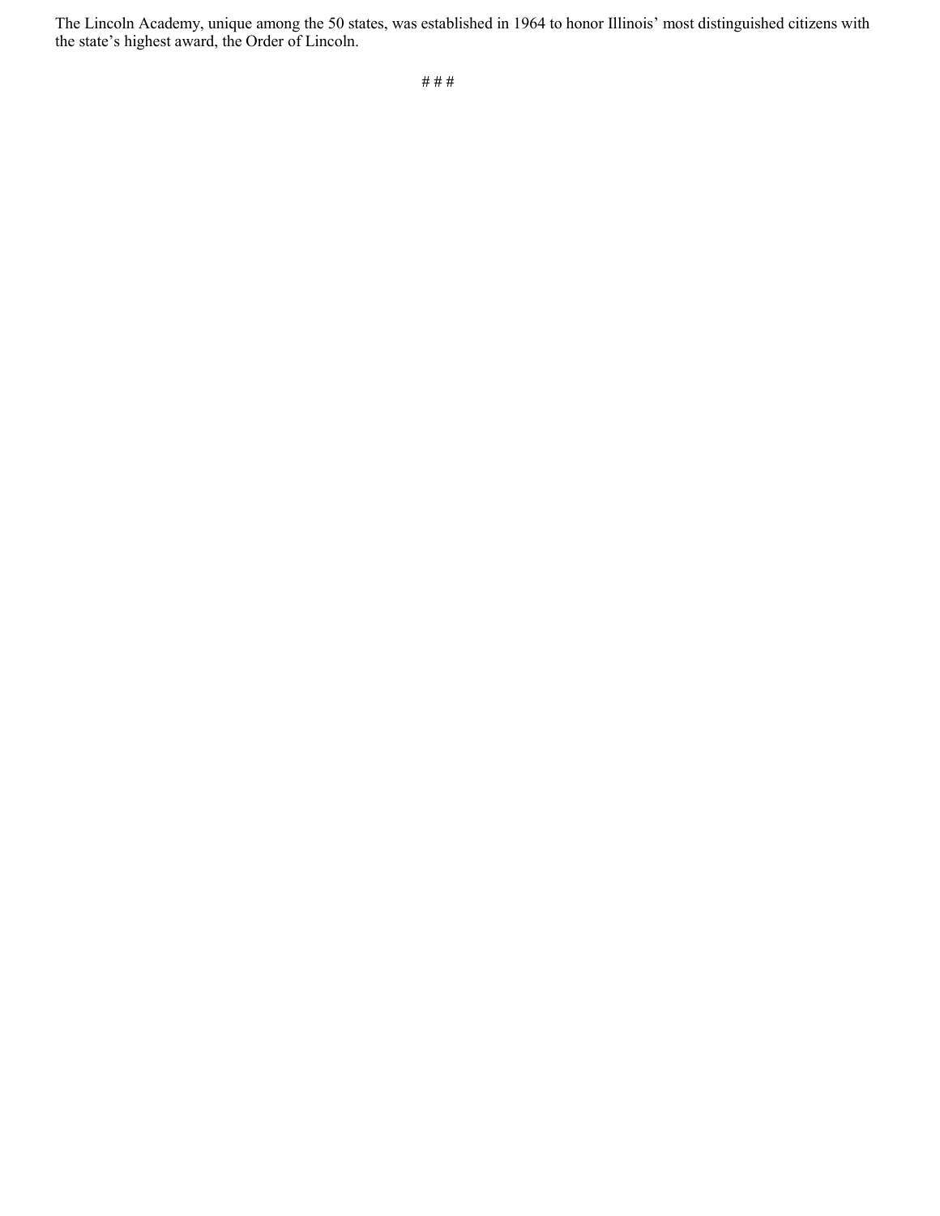The Lincoln Academy, unique among the 50 states, was established in 1964 to honor Illinois' most distinguished citizens with the state's highest award, the Order of Lincoln.

# # #